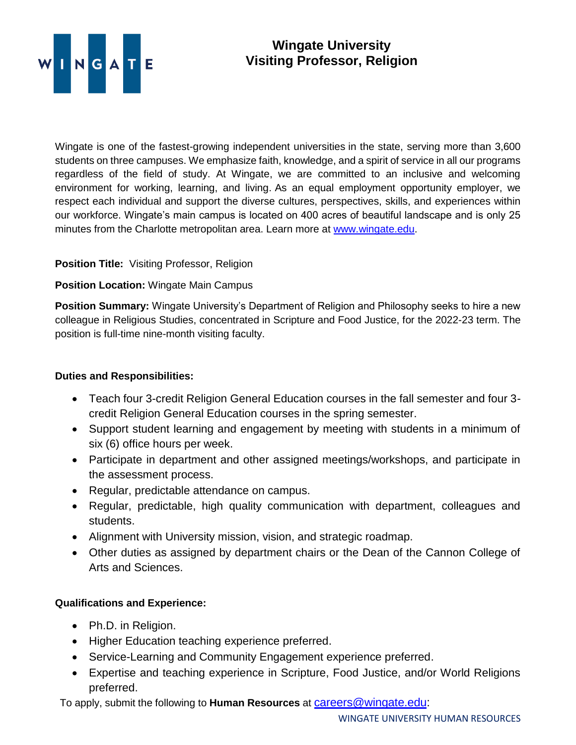# Wingate University
## Visiting Professor, Religion

Wingate is one of the fastest-growing independent universities in the state, serving more than 3,600 students on three campuses. We emphasize faith, knowledge, and a spirit of service in all our programs regardless of the field of study. At Wingate, we are committed to an inclusive and welcoming environment for working, learning, and living. As an equal employment opportunity employer, we respect each individual and support the diverse cultures, perspectives, skills, and experiences within our workforce. Wingate's main campus is located on 400 acres of beautiful landscape and is only 25 minutes from the Charlotte metropolitan area. Learn more at www.wingate.edu.

**Position Title:** Visiting Professor, Religion

**Position Location:** Wingate Main Campus

**Position Summary:** Wingate University's Department of Religion and Philosophy seeks to hire a new colleague in Religious Studies, concentrated in Scripture and Food Justice, for the 2022-23 term. The position is full-time nine-month visiting faculty.

**Duties and Responsibilities:**

- Teach four 3-credit Religion General Education courses in the fall semester and four 3-credit Religion General Education courses in the spring semester.
- Support student learning and engagement by meeting with students in a minimum of six (6) office hours per week.
- Participate in department and other assigned meetings/workshops, and participate in the assessment process.
- Regular, predictable attendance on campus.
- Regular, predictable, high quality communication with department, colleagues and students.
- Alignment with University mission, vision, and strategic roadmap.
- Other duties as assigned by department chairs or the Dean of the Cannon College of Arts and Sciences.

**Qualifications and Experience:**

- Ph.D. in Religion.
- Higher Education teaching experience preferred.
- Service-Learning and Community Engagement experience preferred.
- Expertise and teaching experience in Scripture, Food Justice, and/or World Religions preferred.

To apply, submit the following to **Human Resources** at careers@wingate.edu: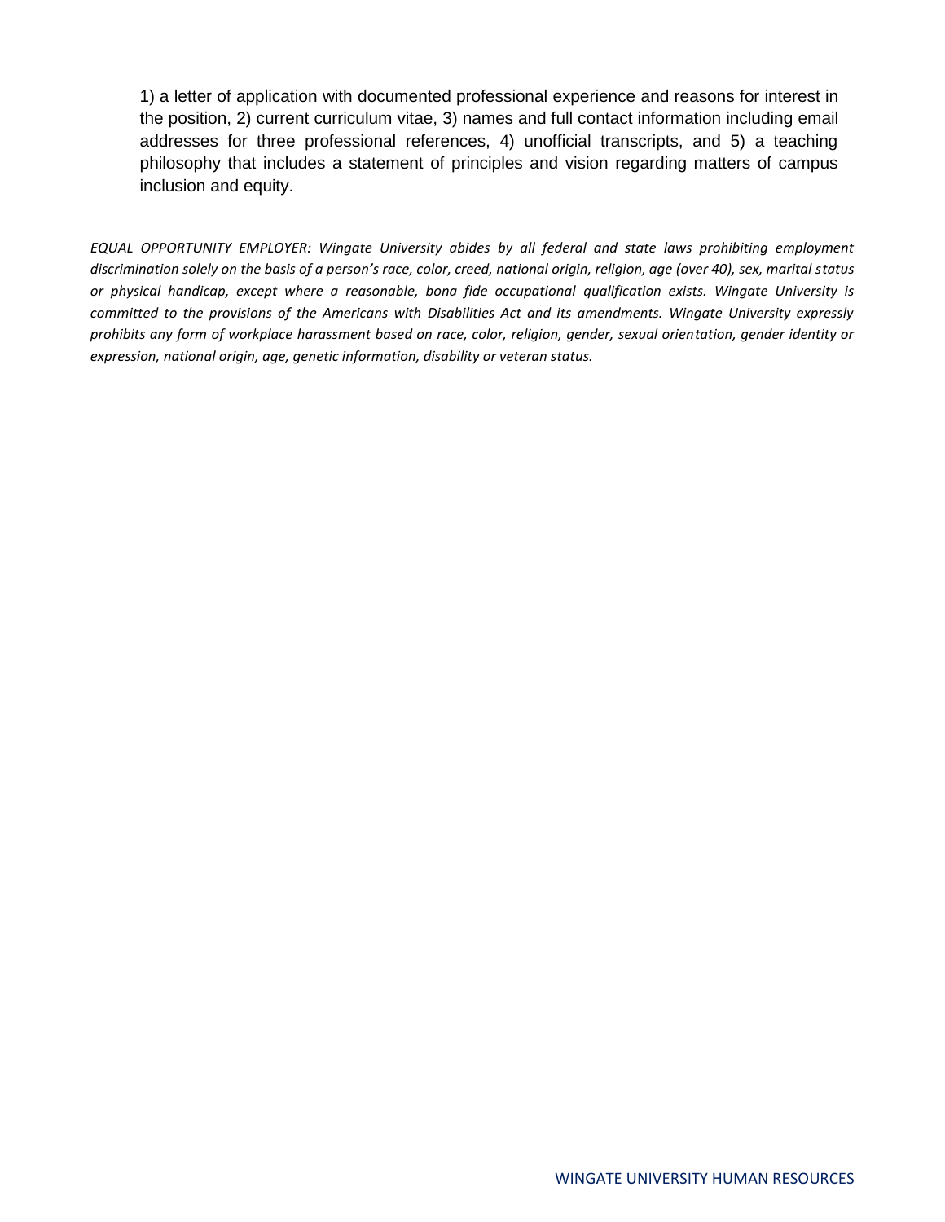1) a letter of application with documented professional experience and reasons for interest in the position, 2) current curriculum vitae, 3) names and full contact information including email addresses for three professional references, 4) unofficial transcripts, and 5) a teaching philosophy that includes a statement of principles and vision regarding matters of campus inclusion and equity.

*EQUAL OPPORTUNITY EMPLOYER: Wingate University abides by all federal and state laws prohibiting employment discrimination solely on the basis of a person's race, color, creed, national origin, religion, age (over 40), sex, marital status or physical handicap, except where a reasonable, bona fide occupational qualification exists. Wingate University is committed to the provisions of the Americans with Disabilities Act and its amendments. Wingate University expressly prohibits any form of workplace harassment based on race, color, religion, gender, sexual orientation, gender identity or expression, national origin, age, genetic information, disability or veteran status.*